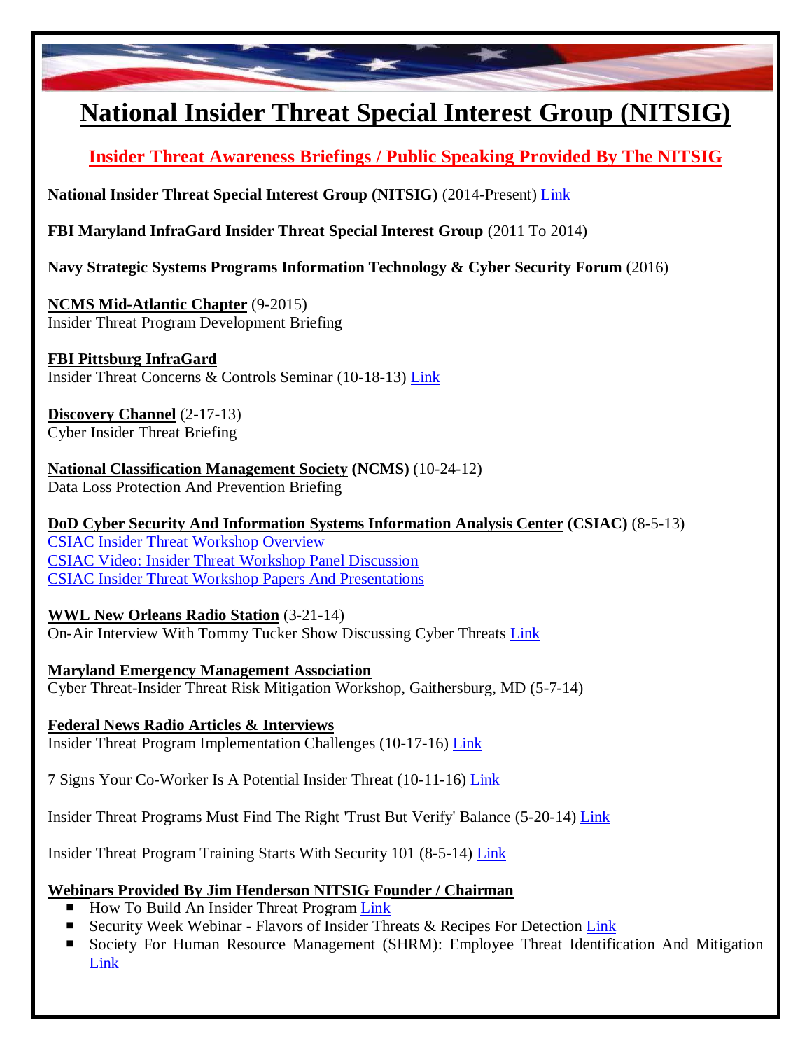# National Insider Threat Special Interest Group (NITSIG)

## Insider Threat Awareness Briefings / Public Speaking Provided By The NITSIG

**National Insider Threat Special Interest Group (NITSIG)** (2014-Present) Link

**FBI Maryland InfraGard Insider Threat Special Interest Group** (2011 To 2014)

**Navy Strategic Systems Programs Information Technology & Cyber Security Forum** (2016)

**NCMS Mid-Atlantic Chapter** (9-2015)
Insider Threat Program Development Briefing

**FBI Pittsburg InfraGard**
Insider Threat Concerns & Controls Seminar (10-18-13) Link

**Discovery Channel** (2-17-13)
Cyber Insider Threat Briefing

**National Classification Management Society (NCMS)** (10-24-12)
Data Loss Protection And Prevention Briefing

**DoD Cyber Security And Information Systems Information Analysis Center (CSIAC)** (8-5-13)
CSIAC Insider Threat Workshop Overview
CSIAC Video: Insider Threat Workshop Panel Discussion
CSIAC Insider Threat Workshop Papers And Presentations

**WWL New Orleans Radio Station** (3-21-14)
On-Air Interview With Tommy Tucker Show Discussing Cyber Threats Link

**Maryland Emergency Management Association**
Cyber Threat-Insider Threat Risk Mitigation Workshop, Gaithersburg, MD (5-7-14)

**Federal News Radio Articles & Interviews**
Insider Threat Program Implementation Challenges (10-17-16) Link

7 Signs Your Co-Worker Is A Potential Insider Threat (10-11-16) Link

Insider Threat Programs Must Find The Right 'Trust But Verify' Balance (5-20-14) Link

Insider Threat Program Training Starts With Security 101 (8-5-14) Link

**Webinars Provided By Jim Henderson NITSIG Founder / Chairman**

- How To Build An Insider Threat Program Link
- Security Week Webinar - Flavors of Insider Threats & Recipes For Detection Link
- Society For Human Resource Management (SHRM): Employee Threat Identification And Mitigation Link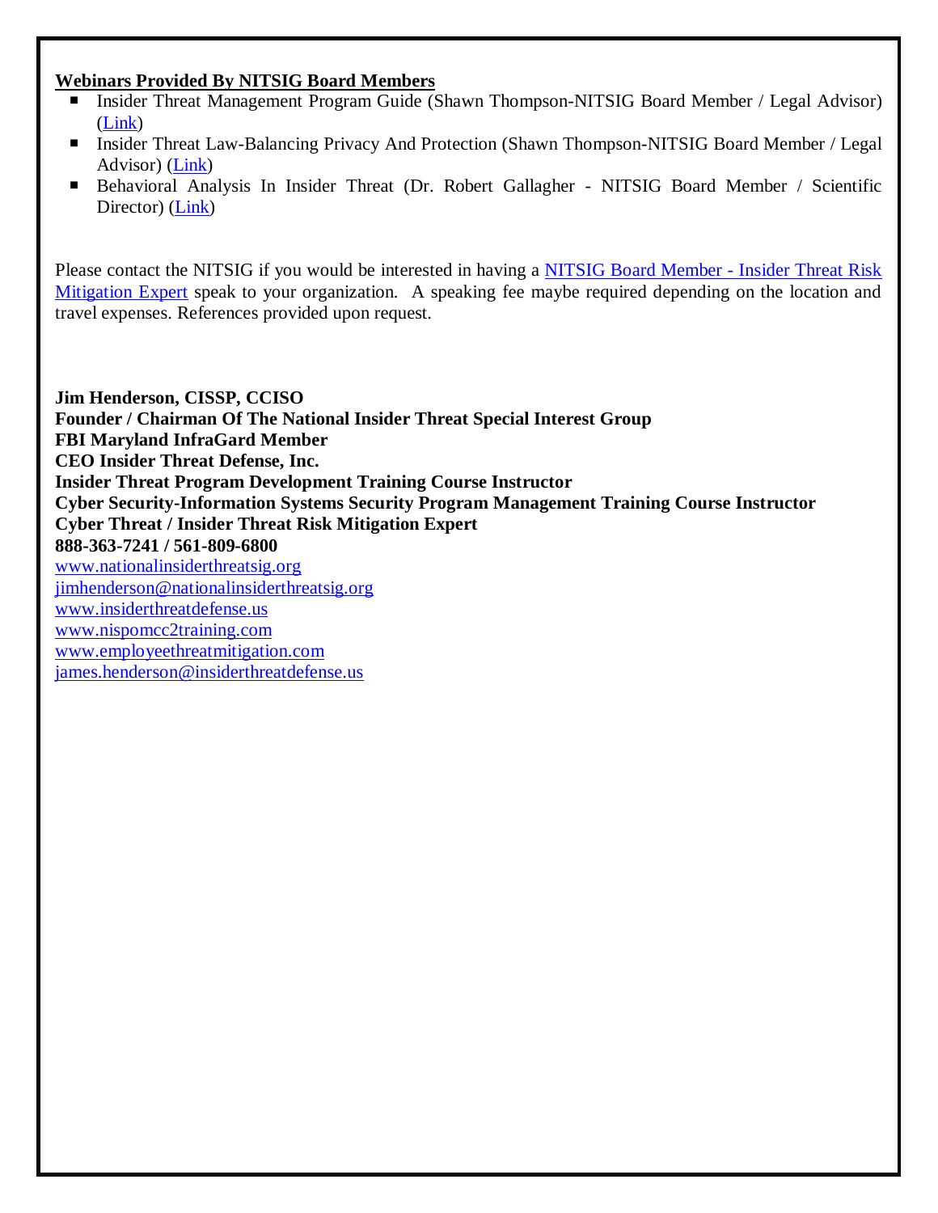**Webinars Provided By NITSIG Board Members**

- Insider Threat Management Program Guide (Shawn Thompson-NITSIG Board Member / Legal Advisor) (Link)
- Insider Threat Law-Balancing Privacy And Protection (Shawn Thompson-NITSIG Board Member / Legal Advisor) (Link)
- Behavioral Analysis In Insider Threat (Dr. Robert Gallagher - NITSIG Board Member / Scientific Director) (Link)

Please contact the NITSIG if you would be interested in having a NITSIG Board Member - Insider Threat Risk Mitigation Expert speak to your organization. A speaking fee maybe required depending on the location and travel expenses. References provided upon request.

**Jim Henderson, CISSP, CCISO**
**Founder / Chairman Of The National Insider Threat Special Interest Group**
**FBI Maryland InfraGard Member**
**CEO Insider Threat Defense, Inc.**
**Insider Threat Program Development Training Course Instructor**
**Cyber Security-Information Systems Security Program Management Training Course Instructor**
**Cyber Threat / Insider Threat Risk Mitigation Expert**
**888-363-7241 / 561-809-6800**
www.nationalinsiderthreatsig.org
jimhenderson@nationalinsiderthreatsig.org
www.insiderthreatdefense.us
www.nispomcc2training.com
www.employeethreatmitigation.com
james.henderson@insiderthreatdefense.us